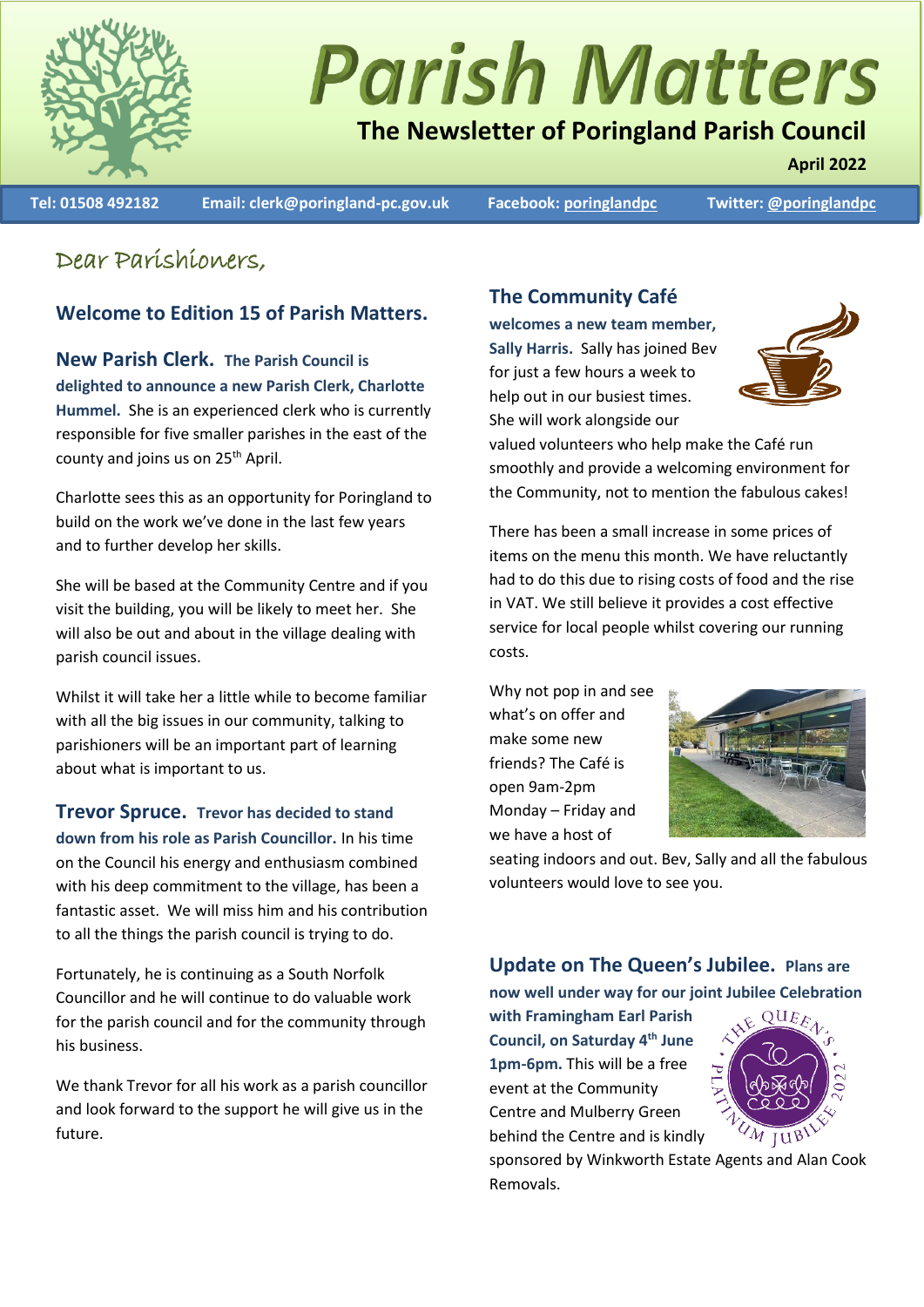# Parish Matters

## The Newsletter of Poringland Parish Council

**April 2022**

**Tel: 01508 492182** **Email: clerk@poringland-pc.gov.uk** **Facebook: poringlandpc** **Twitter: @poringlandpc**

Dear Parishioners,

### Welcome to Edition 15 of Parish Matters.

**New Parish Clerk. The Parish Council is delighted to announce a new Parish Clerk, Charlotte Hummel.** She is an experienced clerk who is currently responsible for five smaller parishes in the east of the county and joins us on 25th April.

Charlotte sees this as an opportunity for Poringland to build on the work we've done in the last few years and to further develop her skills.

She will be based at the Community Centre and if you visit the building, you will be likely to meet her. She will also be out and about in the village dealing with parish council issues.

Whilst it will take her a little while to become familiar with all the big issues in our community, talking to parishioners will be an important part of learning about what is important to us.

**Trevor Spruce. Trevor has decided to stand down from his role as Parish Councillor.** In his time on the Council his energy and enthusiasm combined with his deep commitment to the village, has been a fantastic asset. We will miss him and his contribution to all the things the parish council is trying to do.

Fortunately, he is continuing as a South Norfolk Councillor and he will continue to do valuable work for the parish council and for the community through his business.

We thank Trevor for all his work as a parish councillor and look forward to the support he will give us in the future.

### The Community Café

**welcomes a new team member, Sally Harris.** Sally has joined Bev for just a few hours a week to help out in our busiest times. She will work alongside our valued volunteers who help make the Café run smoothly and provide a welcoming environment for the Community, not to mention the fabulous cakes!

There has been a small increase in some prices of items on the menu this month. We have reluctantly had to do this due to rising costs of food and the rise in VAT. We still believe it provides a cost effective service for local people whilst covering our running costs.

Why not pop in and see what's on offer and make some new friends? The Café is open 9am-2pm Monday – Friday and we have a host of seating indoors and out. Bev, Sally and all the fabulous volunteers would love to see you.

### Update on The Queen's Jubilee.

**Plans are now well under way for our joint Jubilee Celebration with Framingham Earl Parish Council, on Saturday 4th June 1pm-6pm.** This will be a free event at the Community Centre and Mulberry Green behind the Centre and is kindly sponsored by Winkworth Estate Agents and Alan Cook Removals.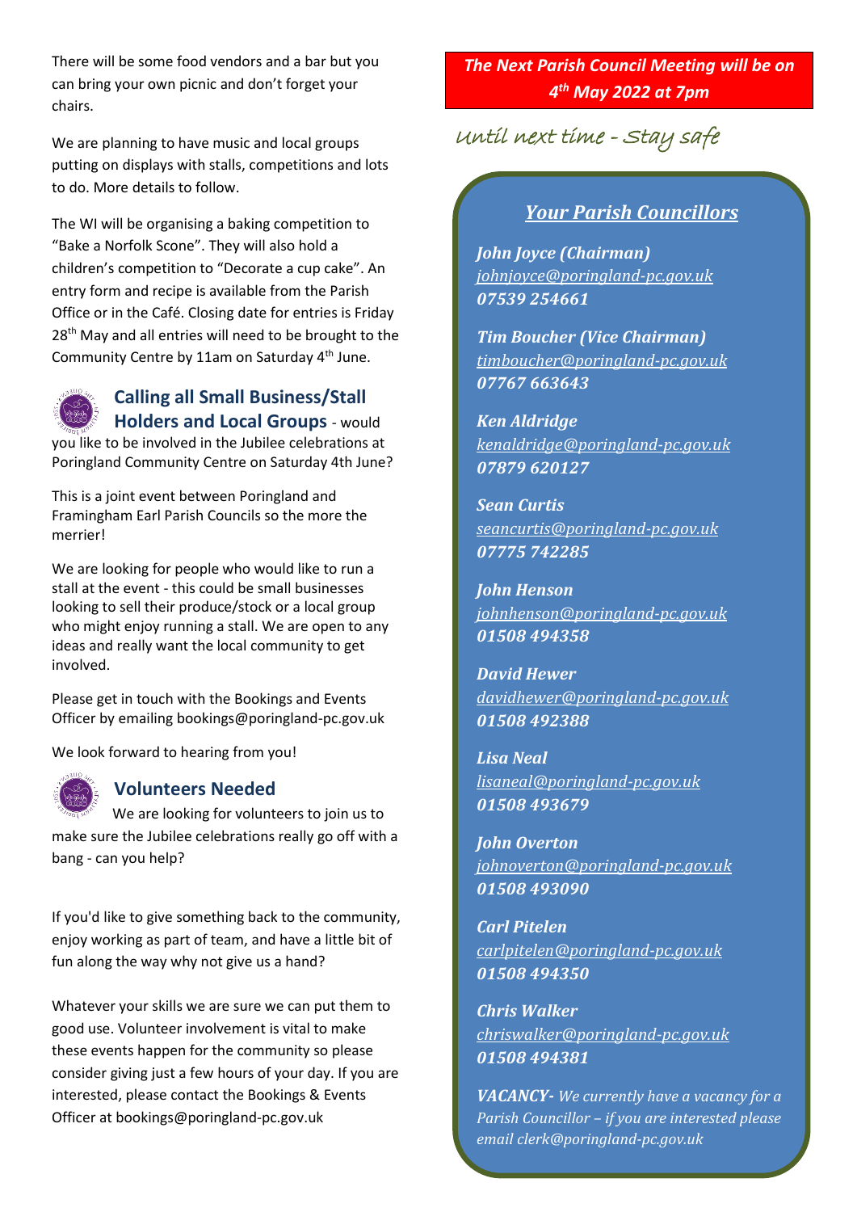There will be some food vendors and a bar but you can bring your own picnic and don't forget your chairs.

We are planning to have music and local groups putting on displays with stalls, competitions and lots to do. More details to follow.

The WI will be organising a baking competition to "Bake a Norfolk Scone". They will also hold a children's competition to "Decorate a cup cake". An entry form and recipe is available from the Parish Office or in the Café. Closing date for entries is Friday 28th May and all entries will need to be brought to the Community Centre by 11am on Saturday 4th June.

### Calling all Small Business/Stall Holders and Local Groups

- would you like to be involved in the Jubilee celebrations at Poringland Community Centre on Saturday 4th June?

This is a joint event between Poringland and Framingham Earl Parish Councils so the more the merrier!

We are looking for people who would like to run a stall at the event - this could be small businesses looking to sell their produce/stock or a local group who might enjoy running a stall. We are open to any ideas and really want the local community to get involved.

Please get in touch with the Bookings and Events Officer by emailing bookings@poringland-pc.gov.uk

We look forward to hearing from you!

### Volunteers Needed

We are looking for volunteers to join us to make sure the Jubilee celebrations really go off with a bang - can you help?

If you'd like to give something back to the community, enjoy working as part of team, and have a little bit of fun along the way why not give us a hand?

Whatever your skills we are sure we can put them to good use. Volunteer involvement is vital to make these events happen for the community so please consider giving just a few hours of your day. If you are interested, please contact the Bookings & Events Officer at bookings@poringland-pc.gov.uk

***The Next Parish Council Meeting will be on 4th May 2022 at 7pm***

*Until next time - Stay safe*

## *Your Parish Councillors*

***John Joyce (Chairman)***
*johnjoyce@poringland-pc.gov.uk*
***07539 254661***

***Tim Boucher (Vice Chairman)***
*timboucher@poringland-pc.gov.uk*
***07767 663643***

***Ken Aldridge***
*kenaldridge@poringland-pc.gov.uk*
***07879 620127***

***Sean Curtis***
*seancurtis@poringland-pc.gov.uk*
***07775 742285***

***John Henson***
*johnhenson@poringland-pc.gov.uk*
***01508 494358***

***David Hewer***
*davidhewer@poringland-pc.gov.uk*
***01508 492388***

***Lisa Neal***
*lisaneal@poringland-pc.gov.uk*
***01508 493679***

***John Overton***
*johnoverton@poringland-pc.gov.uk*
***01508 493090***

***Carl Pitelen***
*carlpitelen@poringland-pc.gov.uk*
***01508 494350***

***Chris Walker***
*chriswalker@poringland-pc.gov.uk*
***01508 494381***

***VACANCY-*** *We currently have a vacancy for a Parish Councillor – if you are interested please email clerk@poringland-pc.gov.uk*